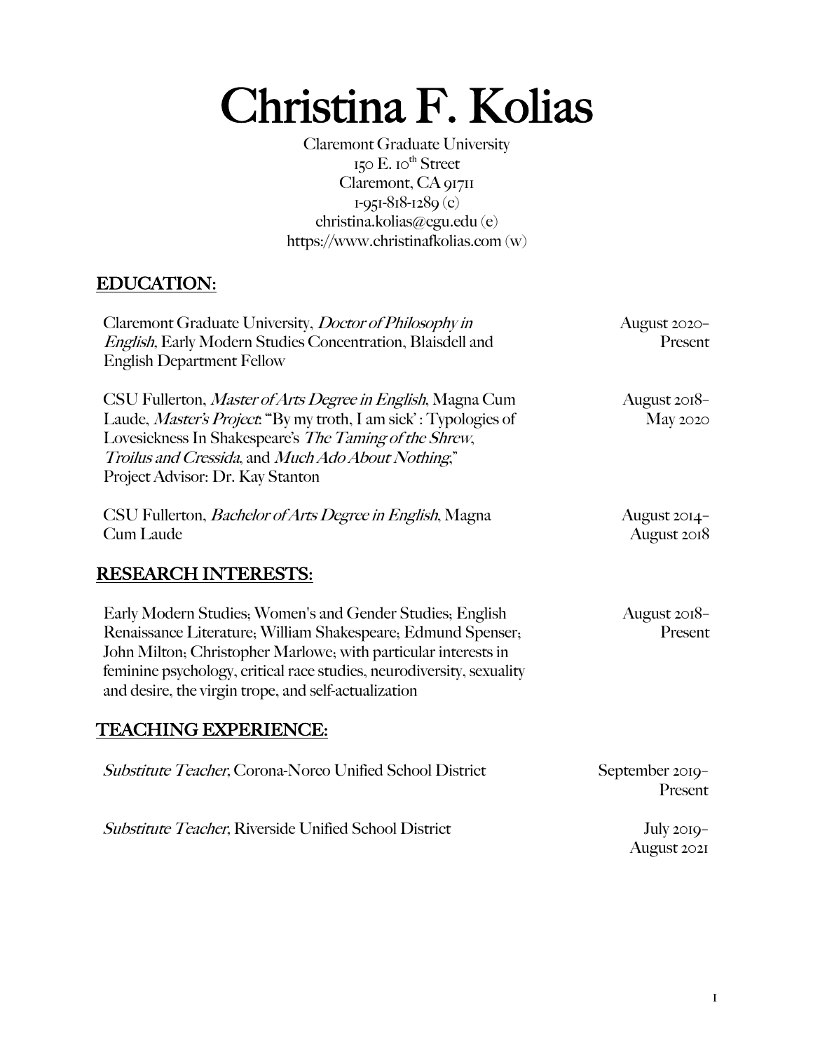# Christina F. Kolias

Claremont Graduate University
150 E. 10th Street
Claremont, CA 91711
1-951-818-1289 (c)
christina.kolias@cgu.edu (e)
https://www.christinafkolias.com (w)

## EDUCATION:

Claremont Graduate University, *Doctor of Philosophy in English*, Early Modern Studies Concentration, Blaisdell and English Department Fellow — August 2020–Present

CSU Fullerton, *Master of Arts Degree in English*, Magna Cum Laude, *Master's Project*: "'By my troth, I am sick': Typologies of Lovesickness In Shakespeare's *The Taming of the Shrew*, *Troilus and Cressida*, and *Much Ado About Nothing*," Project Advisor: Dr. Kay Stanton — August 2018–May 2020

CSU Fullerton, *Bachelor of Arts Degree in English*, Magna Cum Laude — August 2014–August 2018

## RESEARCH INTERESTS:

Early Modern Studies; Women's and Gender Studies; English Renaissance Literature; William Shakespeare; Edmund Spenser; John Milton; Christopher Marlowe; with particular interests in feminine psychology, critical race studies, neurodiversity, sexuality and desire, the virgin trope, and self-actualization — August 2018–Present

## TEACHING EXPERIENCE:

*Substitute Teacher*, Corona-Norco Unified School District — September 2019–Present

*Substitute Teacher*, Riverside Unified School District — July 2019–August 2021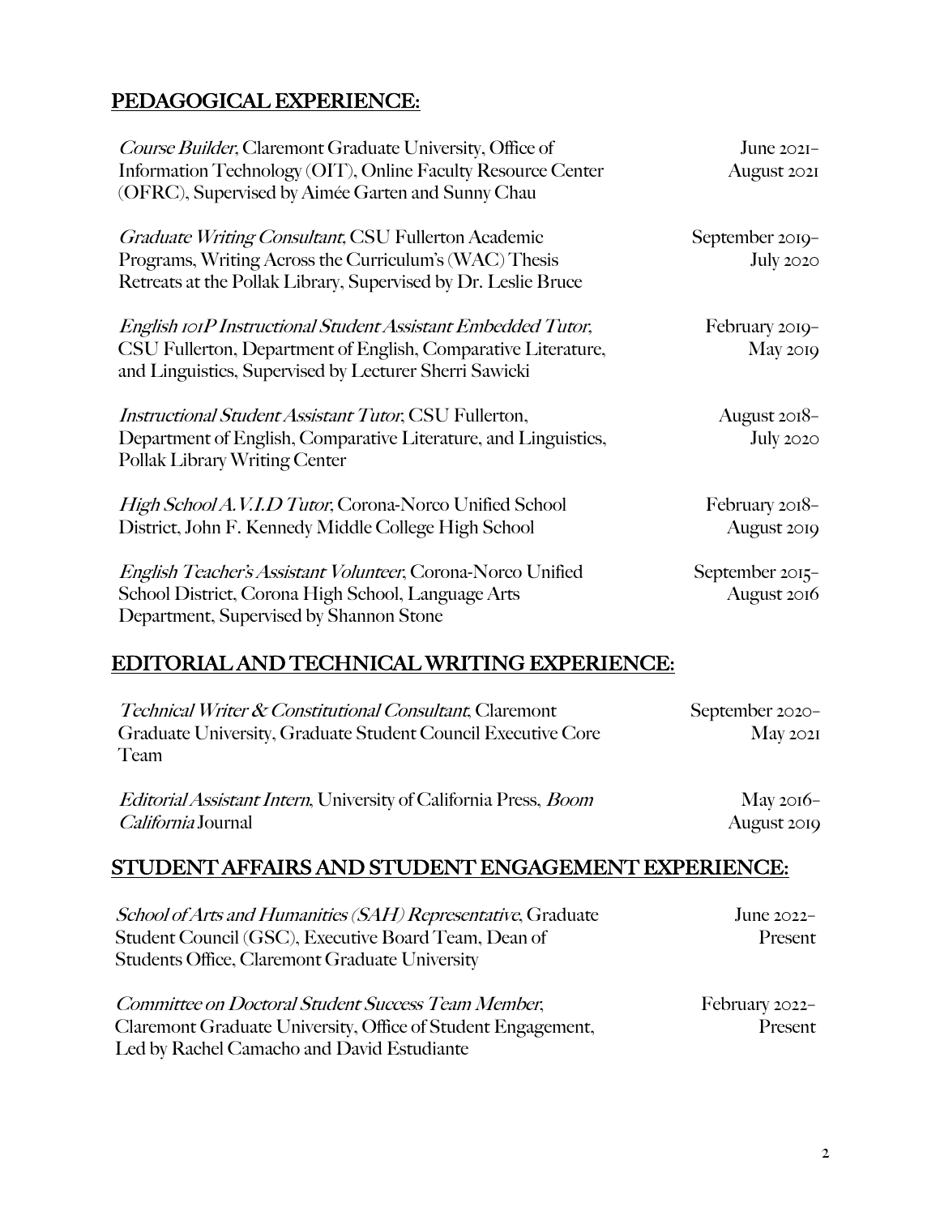## PEDAGOGICAL EXPERIENCE:

*Course Builder*, Claremont Graduate University, Office of Information Technology (OIT), Online Faculty Resource Center (OFRC), Supervised by Aimée Garten and Sunny Chau — June 2021–August 2021

*Graduate Writing Consultant*, CSU Fullerton Academic Programs, Writing Across the Curriculum's (WAC) Thesis Retreats at the Pollak Library, Supervised by Dr. Leslie Bruce — September 2019–July 2020

*English 101P Instructional Student Assistant Embedded Tutor*, CSU Fullerton, Department of English, Comparative Literature, and Linguistics, Supervised by Lecturer Sherri Sawicki — February 2019–May 2019

*Instructional Student Assistant Tutor*, CSU Fullerton, Department of English, Comparative Literature, and Linguistics, Pollak Library Writing Center — August 2018–July 2020

*High School A.V.I.D Tutor*, Corona-Norco Unified School District, John F. Kennedy Middle College High School — February 2018–August 2019

*English Teacher's Assistant Volunteer*, Corona-Norco Unified School District, Corona High School, Language Arts Department, Supervised by Shannon Stone — September 2015–August 2016

## EDITORIAL AND TECHNICAL WRITING EXPERIENCE:

*Technical Writer & Constitutional Consultant*, Claremont Graduate University, Graduate Student Council Executive Core Team — September 2020–May 2021

*Editorial Assistant Intern*, University of California Press, *Boom California* Journal — May 2016–August 2019

## STUDENT AFFAIRS AND STUDENT ENGAGEMENT EXPERIENCE:

*School of Arts and Humanities (SAH) Representative*, Graduate Student Council (GSC), Executive Board Team, Dean of Students Office, Claremont Graduate University — June 2022–Present

*Committee on Doctoral Student Success Team Member*, Claremont Graduate University, Office of Student Engagement, Led by Rachel Camacho and David Estudiante — February 2022–Present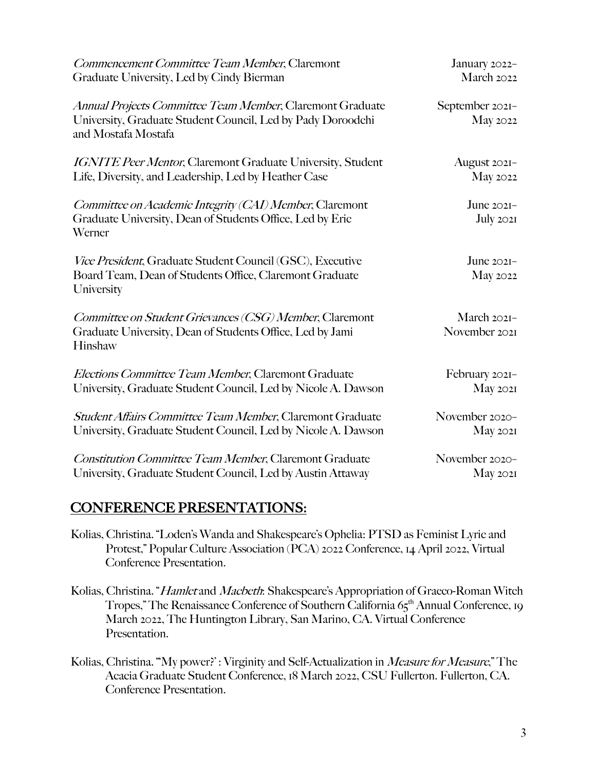*Commencement Committee Team Member*, Claremont Graduate University, Led by Cindy Bierman — January 2022–March 2022

*Annual Projects Committee Team Member*, Claremont Graduate University, Graduate Student Council, Led by Pady Doroodchi and Mostafa Mostafa — September 2021–May 2022

*IGNITE Peer Mentor*, Claremont Graduate University, Student Life, Diversity, and Leadership, Led by Heather Case — August 2021–May 2022

*Committee on Academic Integrity (CAI) Member*, Claremont Graduate University, Dean of Students Office, Led by Eric Werner — June 2021–July 2021

*Vice President*, Graduate Student Council (GSC), Executive Board Team, Dean of Students Office, Claremont Graduate University — June 2021–May 2022

*Committee on Student Grievances (CSG) Member*, Claremont Graduate University, Dean of Students Office, Led by Jami Hinshaw — March 2021–November 2021

*Elections Committee Team Member*, Claremont Graduate University, Graduate Student Council, Led by Nicole A. Dawson — February 2021–May 2021

*Student Affairs Committee Team Member*, Claremont Graduate University, Graduate Student Council, Led by Nicole A. Dawson — November 2020–May 2021

*Constitution Committee Team Member*, Claremont Graduate University, Graduate Student Council, Led by Austin Attaway — November 2020–May 2021

## CONFERENCE PRESENTATIONS:

Kolias, Christina. "Loden's Wanda and Shakespeare's Ophelia: PTSD as Feminist Lyric and Protest," Popular Culture Association (PCA) 2022 Conference, 14 April 2022, Virtual Conference Presentation.

Kolias, Christina. "*Hamlet* and *Macbeth*: Shakespeare's Appropriation of Graeco-Roman Witch Tropes," The Renaissance Conference of Southern California 65th Annual Conference, 19 March 2022, The Huntington Library, San Marino, CA. Virtual Conference Presentation.

Kolias, Christina. "'My power?' : Virginity and Self-Actualization in *Measure for Measure*," The Acacia Graduate Student Conference, 18 March 2022, CSU Fullerton. Fullerton, CA. Conference Presentation.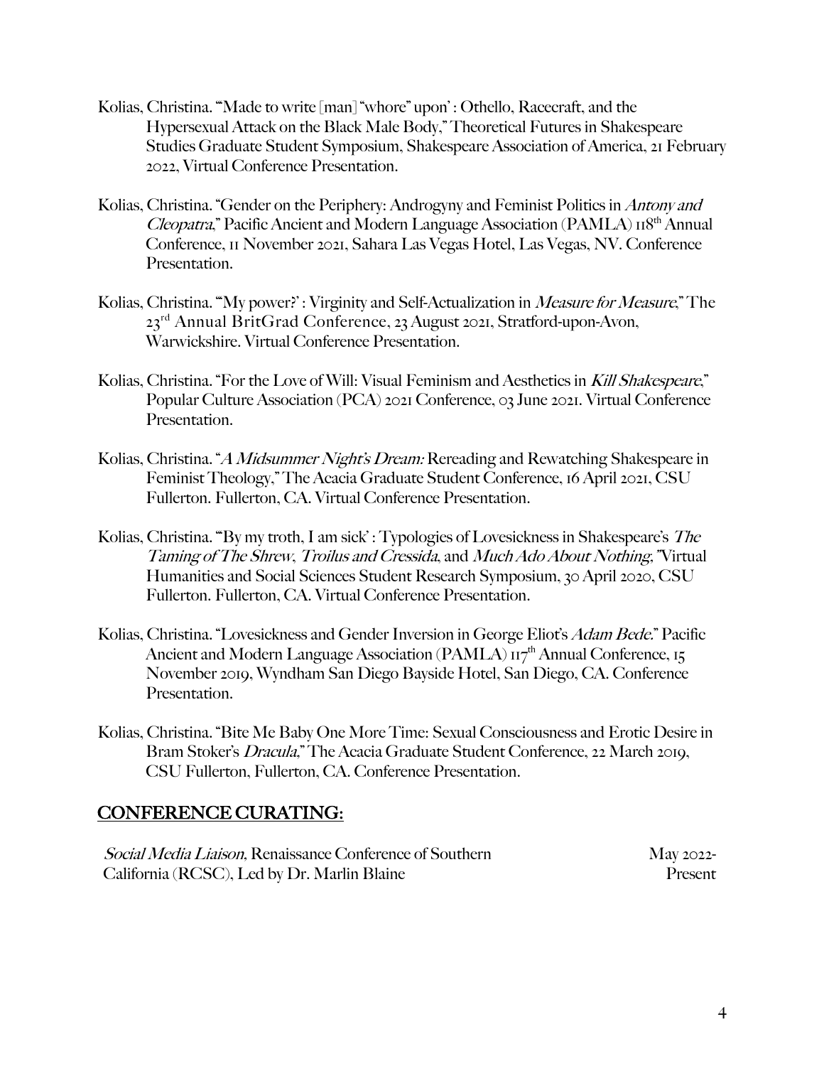Kolias, Christina. "'Made to write [man] "whore" upon' : Othello, Racecraft, and the Hypersexual Attack on the Black Male Body," Theoretical Futures in Shakespeare Studies Graduate Student Symposium, Shakespeare Association of America, 21 February 2022, Virtual Conference Presentation.

Kolias, Christina. "Gender on the Periphery: Androgyny and Feminist Politics in *Antony and Cleopatra*," Pacific Ancient and Modern Language Association (PAMLA) 118th Annual Conference, 11 November 2021, Sahara Las Vegas Hotel, Las Vegas, NV. Conference Presentation.

Kolias, Christina. "'My power?' : Virginity and Self-Actualization in *Measure for Measure*," The 23rd Annual BritGrad Conference, 23 August 2021, Stratford-upon-Avon, Warwickshire. Virtual Conference Presentation.

Kolias, Christina. "For the Love of Will: Visual Feminism and Aesthetics in *Kill Shakespeare*," Popular Culture Association (PCA) 2021 Conference, 03 June 2021. Virtual Conference Presentation.

Kolias, Christina. "*A Midsummer Night's Dream:* Rereading and Rewatching Shakespeare in Feminist Theology," The Acacia Graduate Student Conference, 16 April 2021, CSU Fullerton. Fullerton, CA. Virtual Conference Presentation.

Kolias, Christina. "'By my troth, I am sick' : Typologies of Lovesickness in Shakespeare's *The Taming of The Shrew*, *Troilus and Cressida*, and *Much Ado About Nothing*," Virtual Humanities and Social Sciences Student Research Symposium, 30 April 2020, CSU Fullerton. Fullerton, CA. Virtual Conference Presentation.

Kolias, Christina. "Lovesickness and Gender Inversion in George Eliot's *Adam Bede*." Pacific Ancient and Modern Language Association (PAMLA) 117th Annual Conference, 15 November 2019, Wyndham San Diego Bayside Hotel, San Diego, CA. Conference Presentation.

Kolias, Christina. "Bite Me Baby One More Time: Sexual Consciousness and Erotic Desire in Bram Stoker's *Dracula*," The Acacia Graduate Student Conference, 22 March 2019, CSU Fullerton, Fullerton, CA. Conference Presentation.

## CONFERENCE CURATING:

*Social Media Liaison,* Renaissance Conference of Southern California (RCSC), Led by Dr. Marlin Blaine — May 2022-Present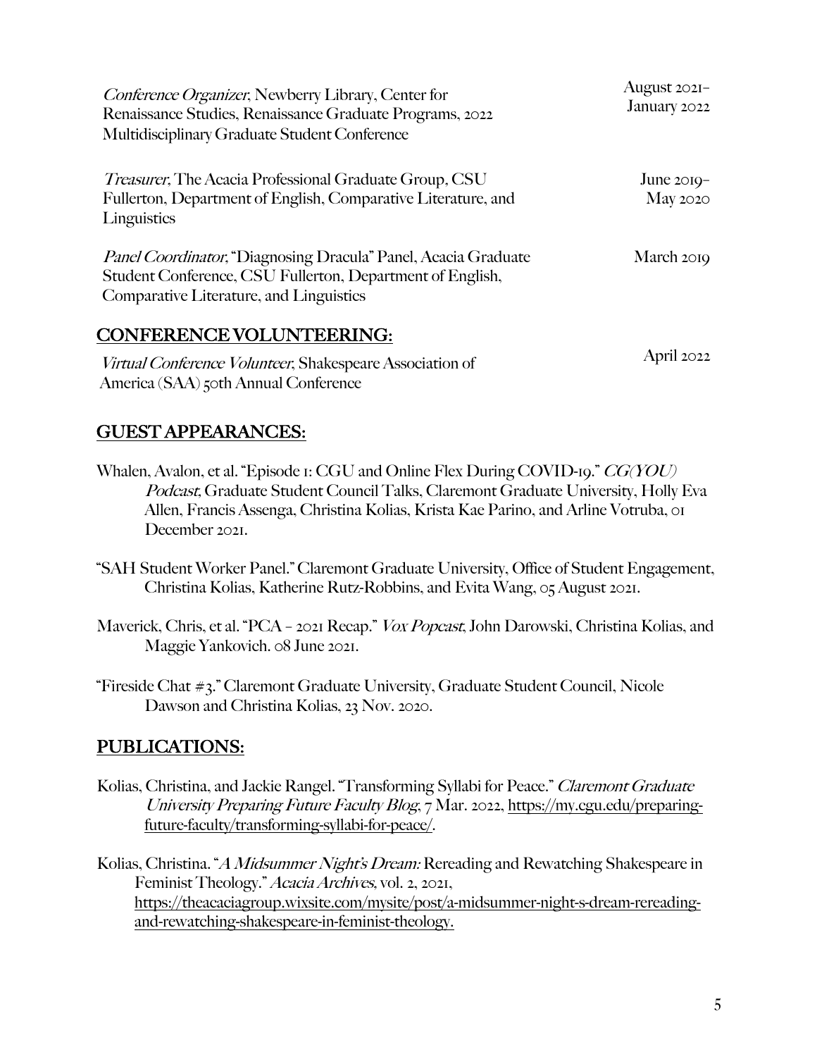*Conference Organizer*, Newberry Library, Center for Renaissance Studies, Renaissance Graduate Programs, 2022 Multidisciplinary Graduate Student Conference — August 2021–January 2022

*Treasurer*, The Acacia Professional Graduate Group, CSU Fullerton, Department of English, Comparative Literature, and Linguistics — June 2019–May 2020

*Panel Coordinator*, "Diagnosing Dracula" Panel, Acacia Graduate Student Conference, CSU Fullerton, Department of English, Comparative Literature, and Linguistics — March 2019

## CONFERENCE VOLUNTEERING:

*Virtual Conference Volunteer*, Shakespeare Association of America (SAA) 50th Annual Conference — April 2022

## GUEST APPEARANCES:

Whalen, Avalon, et al. "Episode 1: CGU and Online Flex During COVID-19." *CG(YOU) Podcast*, Graduate Student Council Talks, Claremont Graduate University, Holly Eva Allen, Francis Assenga, Christina Kolias, Krista Kae Parino, and Arline Votruba, 01 December 2021.

"SAH Student Worker Panel." Claremont Graduate University, Office of Student Engagement, Christina Kolias, Katherine Rutz-Robbins, and Evita Wang, 05 August 2021.

Maverick, Chris, et al. "PCA – 2021 Recap." *Vox Popcast*, John Darowski, Christina Kolias, and Maggie Yankovich. 08 June 2021.

"Fireside Chat #3." Claremont Graduate University, Graduate Student Council, Nicole Dawson and Christina Kolias, 23 Nov. 2020.

## PUBLICATIONS:

Kolias, Christina, and Jackie Rangel. "Transforming Syllabi for Peace." *Claremont Graduate University Preparing Future Faculty Blog*, 7 Mar. 2022, https://my.cgu.edu/preparing-future-faculty/transforming-syllabi-for-peace/.

Kolias, Christina. "*A Midsummer Night's Dream:* Rereading and Rewatching Shakespeare in Feminist Theology." *Acacia Archives,* vol. 2, 2021, https://theacaciagroup.wixsite.com/mysite/post/a-midsummer-night-s-dream-rereading-and-rewatching-shakespeare-in-feminist-theology.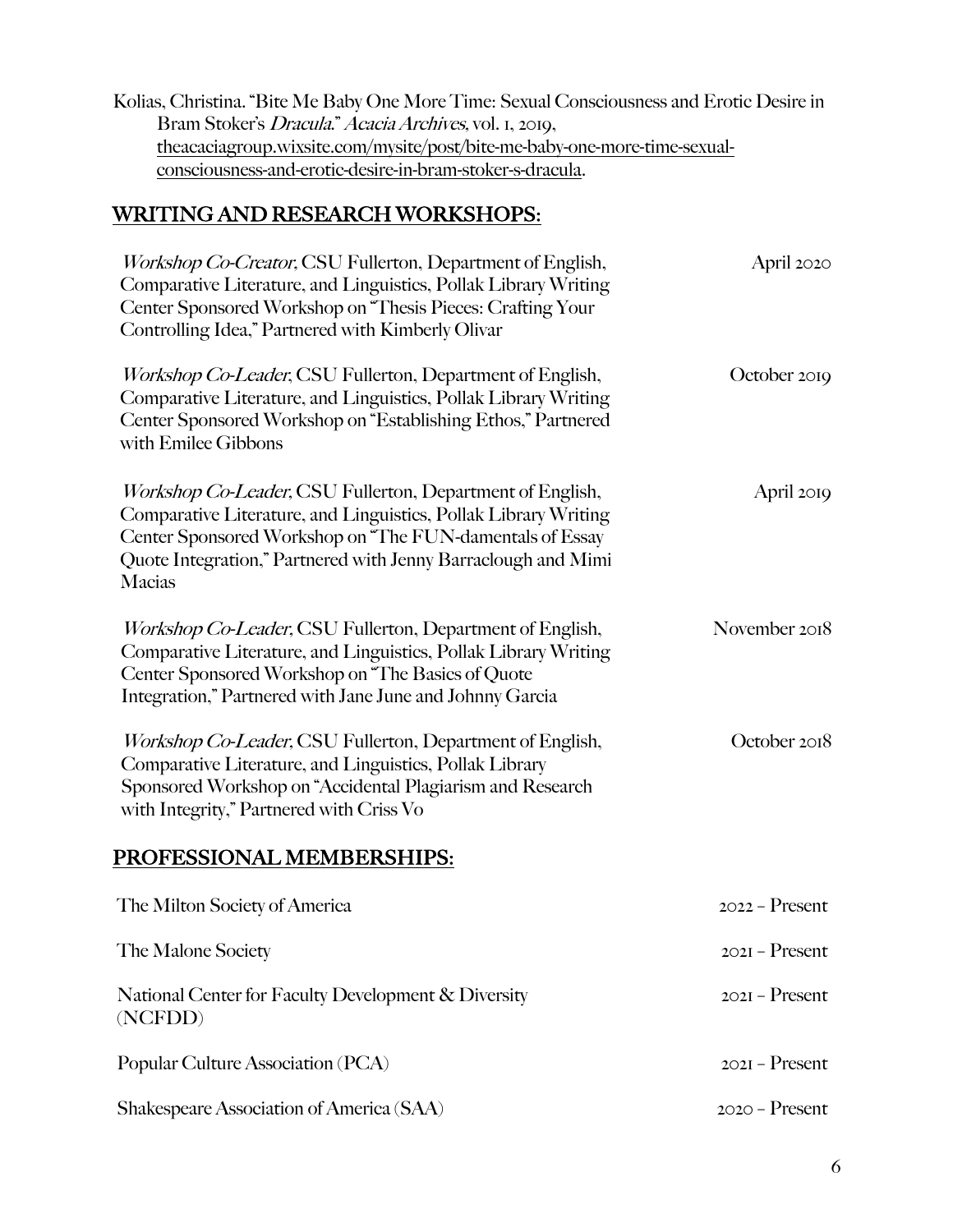Kolias, Christina. "Bite Me Baby One More Time: Sexual Consciousness and Erotic Desire in Bram Stoker's *Dracula*." *Acacia Archives*, vol. 1, 2019, theacaciagroup.wixsite.com/mysite/post/bite-me-baby-one-more-time-sexual-consciousness-and-erotic-desire-in-bram-stoker-s-dracula.

## WRITING AND RESEARCH WORKSHOPS:

*Workshop Co-Creator*, CSU Fullerton, Department of English, Comparative Literature, and Linguistics, Pollak Library Writing Center Sponsored Workshop on "Thesis Pieces: Crafting Your Controlling Idea," Partnered with Kimberly Olivar — April 2020

*Workshop Co-Leader*, CSU Fullerton, Department of English, Comparative Literature, and Linguistics, Pollak Library Writing Center Sponsored Workshop on "Establishing Ethos," Partnered with Emilee Gibbons — October 2019

*Workshop Co-Leader*, CSU Fullerton, Department of English, Comparative Literature, and Linguistics, Pollak Library Writing Center Sponsored Workshop on "The FUN-damentals of Essay Quote Integration," Partnered with Jenny Barraclough and Mimi Macias — April 2019

*Workshop Co-Leader*, CSU Fullerton, Department of English, Comparative Literature, and Linguistics, Pollak Library Writing Center Sponsored Workshop on "The Basics of Quote Integration," Partnered with Jane June and Johnny Garcia — November 2018

*Workshop Co-Leader*, CSU Fullerton, Department of English, Comparative Literature, and Linguistics, Pollak Library Sponsored Workshop on "Accidental Plagiarism and Research with Integrity," Partnered with Criss Vo — October 2018

## PROFESSIONAL MEMBERSHIPS:

The Milton Society of America — 2022 – Present

The Malone Society — 2021 – Present

National Center for Faculty Development & Diversity (NCFDD) — 2021 – Present

Popular Culture Association (PCA) — 2021 – Present

Shakespeare Association of America (SAA) — 2020 – Present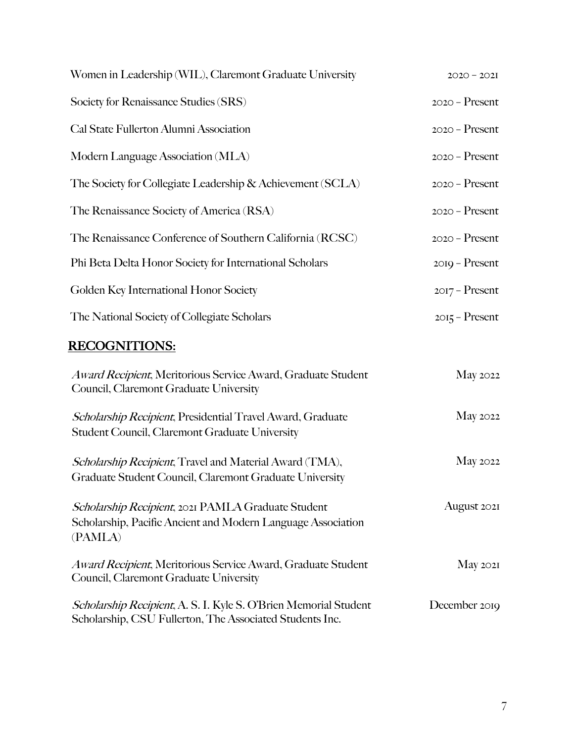Women in Leadership (WIL), Claremont Graduate University — 2020 – 2021

Society for Renaissance Studies (SRS) — 2020 – Present

Cal State Fullerton Alumni Association — 2020 – Present

Modern Language Association (MLA) — 2020 – Present

The Society for Collegiate Leadership & Achievement (SCLA) — 2020 – Present

The Renaissance Society of America (RSA) — 2020 – Present

The Renaissance Conference of Southern California (RCSC) — 2020 – Present

Phi Beta Delta Honor Society for International Scholars — 2019 – Present

Golden Key International Honor Society — 2017 – Present

The National Society of Collegiate Scholars — 2015 – Present

## RECOGNITIONS:

*Award Recipient*, Meritorious Service Award, Graduate Student Council, Claremont Graduate University — May 2022

*Scholarship Recipient*, Presidential Travel Award, Graduate Student Council, Claremont Graduate University — May 2022

*Scholarship Recipient*, Travel and Material Award (TMA), Graduate Student Council, Claremont Graduate University — May 2022

*Scholarship Recipient*, 2021 PAMLA Graduate Student Scholarship, Pacific Ancient and Modern Language Association (PAMLA) — August 2021

*Award Recipient*, Meritorious Service Award, Graduate Student Council, Claremont Graduate University — May 2021

*Scholarship Recipient*, A. S. I. Kyle S. O'Brien Memorial Student Scholarship, CSU Fullerton, The Associated Students Inc. — December 2019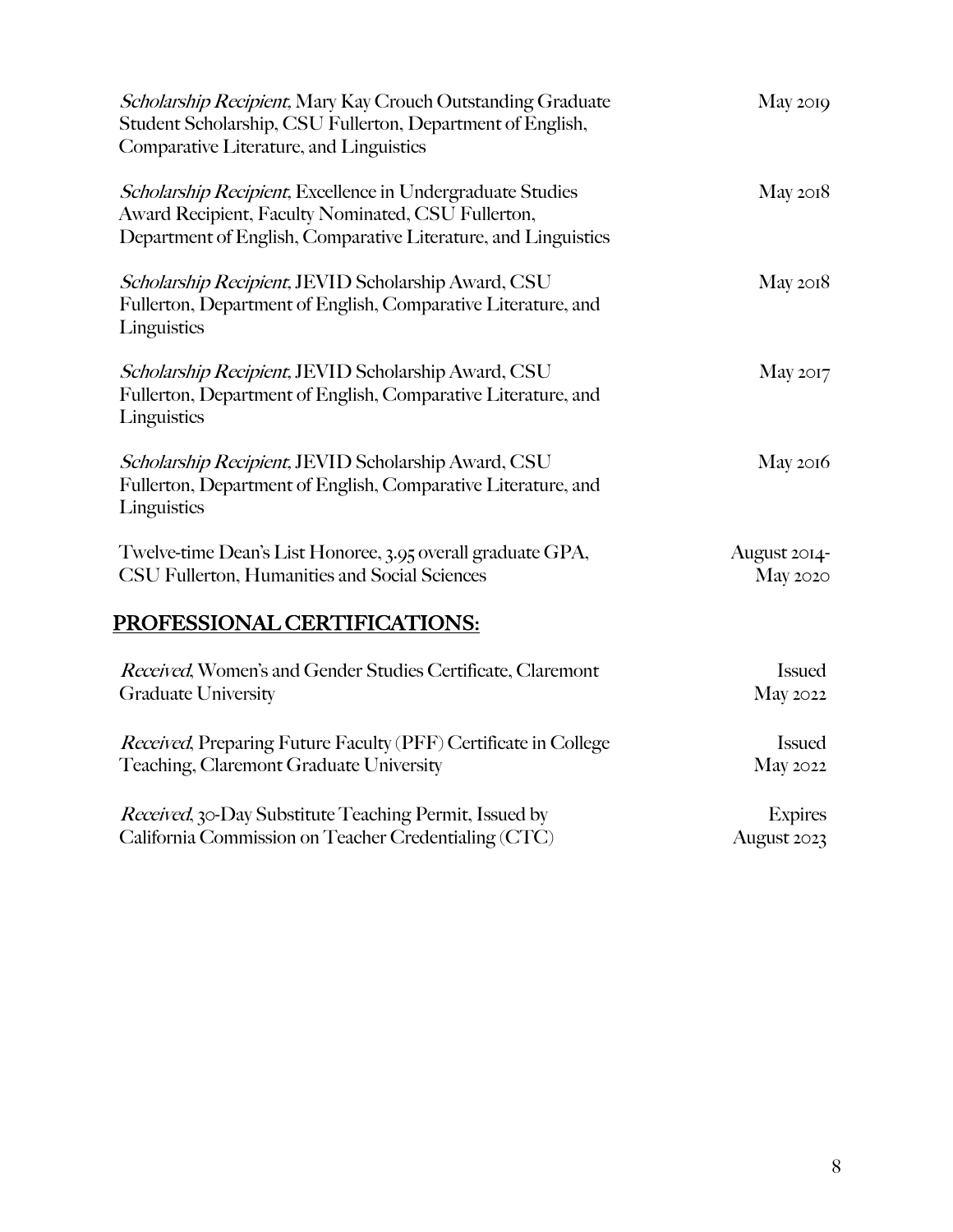*Scholarship Recipient*, Mary Kay Crouch Outstanding Graduate Student Scholarship, CSU Fullerton, Department of English, Comparative Literature, and Linguistics — May 2019

*Scholarship Recipient*, Excellence in Undergraduate Studies Award Recipient, Faculty Nominated, CSU Fullerton, Department of English, Comparative Literature, and Linguistics — May 2018

*Scholarship Recipient*, JEVID Scholarship Award, CSU Fullerton, Department of English, Comparative Literature, and Linguistics — May 2018

*Scholarship Recipient*, JEVID Scholarship Award, CSU Fullerton, Department of English, Comparative Literature, and Linguistics — May 2017

*Scholarship Recipient*, JEVID Scholarship Award, CSU Fullerton, Department of English, Comparative Literature, and Linguistics — May 2016

Twelve-time Dean's List Honoree, 3.95 overall graduate GPA, CSU Fullerton, Humanities and Social Sciences — August 2014-May 2020

## PROFESSIONAL CERTIFICATIONS:

*Received*, Women's and Gender Studies Certificate, Claremont Graduate University — Issued May 2022

*Received*, Preparing Future Faculty (PFF) Certificate in College Teaching, Claremont Graduate University — Issued May 2022

*Received*, 30-Day Substitute Teaching Permit, Issued by California Commission on Teacher Credentialing (CTC) — Expires August 2023